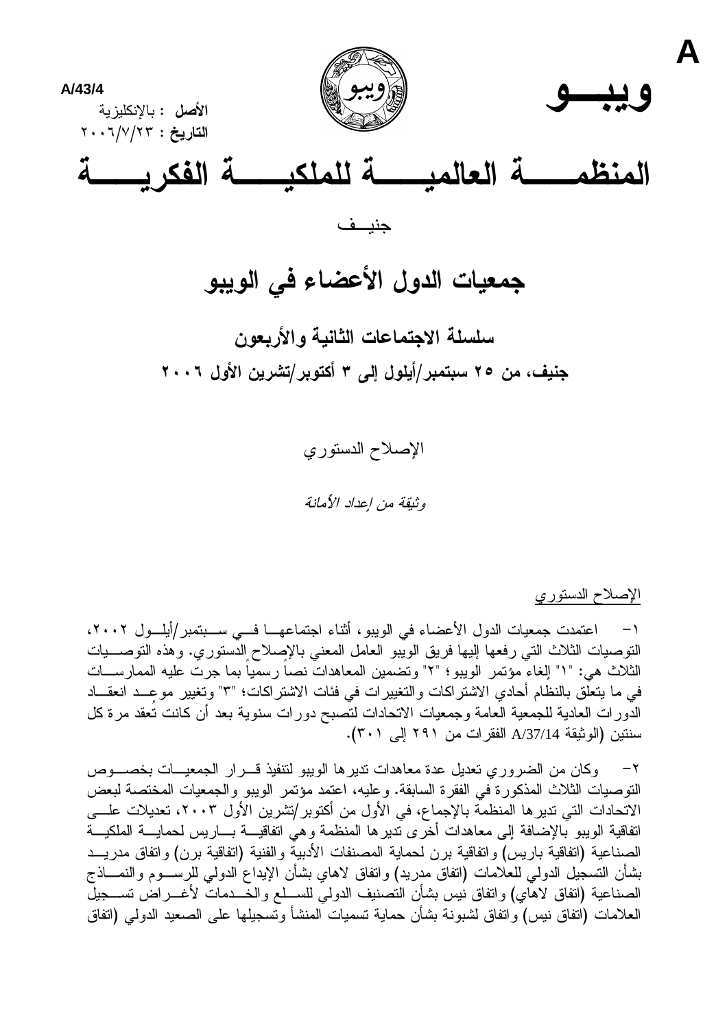A

A/43/4

**الأصل** : بالإنكليزية

**التاريخ** : ٢٠٠٦/٧/٢٣

# ويبـــو

# المنظمـــــة العالميـــــة للملكيـــــة الفكريـــــة

جنيـــف

## جمعيات الدول الأعضاء في الويبو

### سلسلة الاجتماعات الثانية والأربعون

### جنيف، من ٢٥ سبتمبر/أيلول إلى ٣ أكتوبر/تشرين الأول ٢٠٠٦

الإصلاح الدستوري

*وثيقة من إعداد الأمانة*

الإصلاح الدستوري

١- اعتمدت جمعيات الدول الأعضاء في الويبو، أثناء اجتماعهـا فـي سـبتمبر/أيلـول ٢٠٠٢، التوصيات الثلاث التي رفعها إليها فريق الويبو العامل المعني بالإصلاح الدستوري. وهذه التوصيات الثلاث هي: "١" إلغاء مؤتمر الويبو؛ "٢" وتضمين المعاهدات نصاً رسمياً بما جرت عليه الممارسات في ما يتعلق بالنظام أحادي الاشتراكات والتغييرات في فئات الاشتراكات؛ "٣" وتغيير موعِد انعقاد الدورات العادية للجمعية العامة وجمعيات الاتحادات لتصبح دورات سنوية بعد أن كانت تُعقد مرة كل سنتين (الوثيقة A/37/14 الفقرات من ٢٩١ إلى ٣٠١).

٢- وكان من الضروري تعديل عدة معاهدات تديرها الويبو لتنفيذ قـرار الجمعيـات بخصـوص التوصيات الثلاث المذكورة في الفقرة السابقة. وعليه، اعتمد مؤتمر الويبو والجمعيات المختصة لبعض الاتحادات التي تديرها المنظمة بالإجماع، في الأول من أكتوبر/تشرين الأول ٢٠٠٣، تعديلات علـى اتفاقية الويبو بالإضافة إلى معاهدات أخرى تديرها المنظمة وهي اتفاقيـة بـاريس لحمايـة الملكيـة الصناعية (اتفاقية باريس) واتفاقية برن لحماية المصنفات الأدبية والفنية (اتفاقية برن) واتفاق مدريـد بشأن التسجيل الدولي للعلامات (اتفاق مدريد) واتفاق لاهاي بشأن الإيداع الدولي للرسـوم والنمـاذج الصناعية (اتفاق لاهاي) واتفاق نيس بشأن التصنيف الدولي للسـلع والخـدمات لأغـراض تسـجيل العلامات (اتفاق نيس) واتفاق لشبونة بشأن حماية تسميات المنشأ وتسجيلها على الصعيد الدولي (اتفاق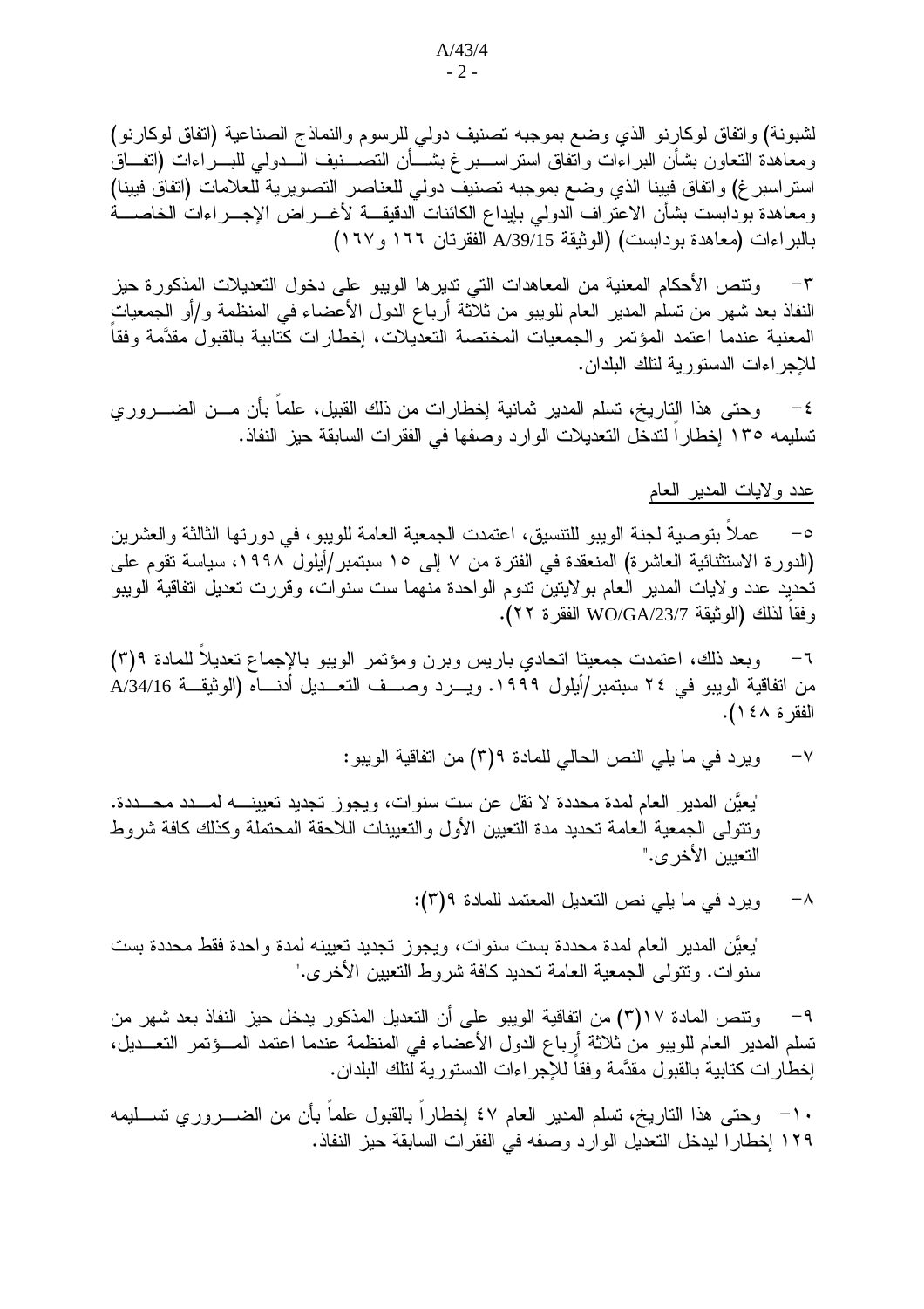لشبونة) واتفاق لوكارنو الذي وضع بموجبه تصنيف دولي للرسوم والنماذج الصناعية (اتفاق لوكارنو) ومعاهدة التعاون بشأن البراءات واتفاق ستراسبرغ بشأن التصنيف الدولي للبراءات (اتفاق ستراسبرغ) واتفاق فيينا الذي وضع بموجبه تصنيف دولي للعناصر التصويرية للعلامات (اتفاق فيينا) ومعاهدة بودابست بشأن الاعتراف الدولي بإيداع الكائنات الدقيقة لأغراض الإجراءات الخاصة بالبراءات (معاهدة بودابست) (الوثيقة A/39/15 الفقرتان ١٦٦ و١٦٧)

٣- وتنص الأحكام المعنية من المعاهدات التي تديرها الويبو على دخول التعديلات المذكورة حيز النفاذ بعد شهر من تسلم المدير العام للويبو من ثلاثة أرباع الدول الأعضاء في المنظمة و/أو الجمعيات المعنية عندما اعتمد المؤتمر والجمعيات المختصة التعديلات، إخطارات كتابية بالقبول مقدَّمة وفقاً للإجراءات الدستورية لتلك البلدان.

٤- وحتى هذا التاريخ، تسلم المدير ثمانية إخطارات من ذلك القبيل، علماً بأن من الضروري تسليمه ١٣٥ إخطاراً لتدخل التعديلات الوارد وصفها في الفقرات السابقة حيز النفاذ.

عدد ولايات المدير العام

٥- عملاً بتوصية لجنة الويبو للتنسيق، اعتمدت الجمعية العامة للويبو، في دورتها الثالثة والعشرين (الدورة الاستثنائية العاشرة) المنعقدة في الفترة من ٧ إلى ١٥ سبتمبر/أيلول ١٩٩٨، سياسة تقوم على تحديد عدد ولايات المدير العام بولايتين تدوم الواحدة منهما ست سنوات، وقررت تعديل اتفاقية الويبو وفقاً لذلك (الوثيقة WO/GA/23/7 الفقرة ٢٢).

٦- وبعد ذلك، اعتمدت جمعيتا اتحادي باريس وبرن ومؤتمر الويبو بالإجماع تعديلاً للمادة ٩(٣) من اتفاقية الويبو في ٢٤ سبتمبر/أيلول ١٩٩٩. ويرد وصف التعديل أدناه (الوثيقة A/34/16 الفقرة ١٤٨).

٧- ويرد في ما يلي النص الحالي للمادة ٩(٣) من اتفاقية الويبو:

"يعيَّن المدير العام لمدة محددة لا تقل عن ست سنوات، ويجوز تجديد تعيينه لمدد محددة. وتتولى الجمعية العامة تحديد مدة التعيين الأول والتعيينات اللاحقة المحتملة وكذلك كافة شروط التعيين الأخرى."

٨- ويرد في ما يلي نص التعديل المعتمد للمادة ٩(٣):

"يعيَّن المدير العام لمدة محددة بست سنوات، ويجوز تجديد تعيينه لمدة واحدة فقط محددة بست سنوات. وتتولى الجمعية العامة تحديد كافة شروط التعيين الأخرى."

٩- وتنص المادة ١٧(٣) من اتفاقية الويبو على أن التعديل المذكور يدخل حيز النفاذ بعد شهر من تسلم المدير العام للويبو من ثلاثة أرباع الدول الأعضاء في المنظمة عندما اعتمد المؤتمر التعديل، إخطارات كتابية بالقبول مقدَّمة وفقاً للإجراءات الدستورية لتلك البلدان.

١٠- وحتى هذا التاريخ، تسلم المدير العام ٤٧ إخطاراً بالقبول علماً بأن من الضروري تسليمه ١٢٩ إخطارا ليدخل التعديل الوارد وصفه في الفقرات السابقة حيز النفاذ.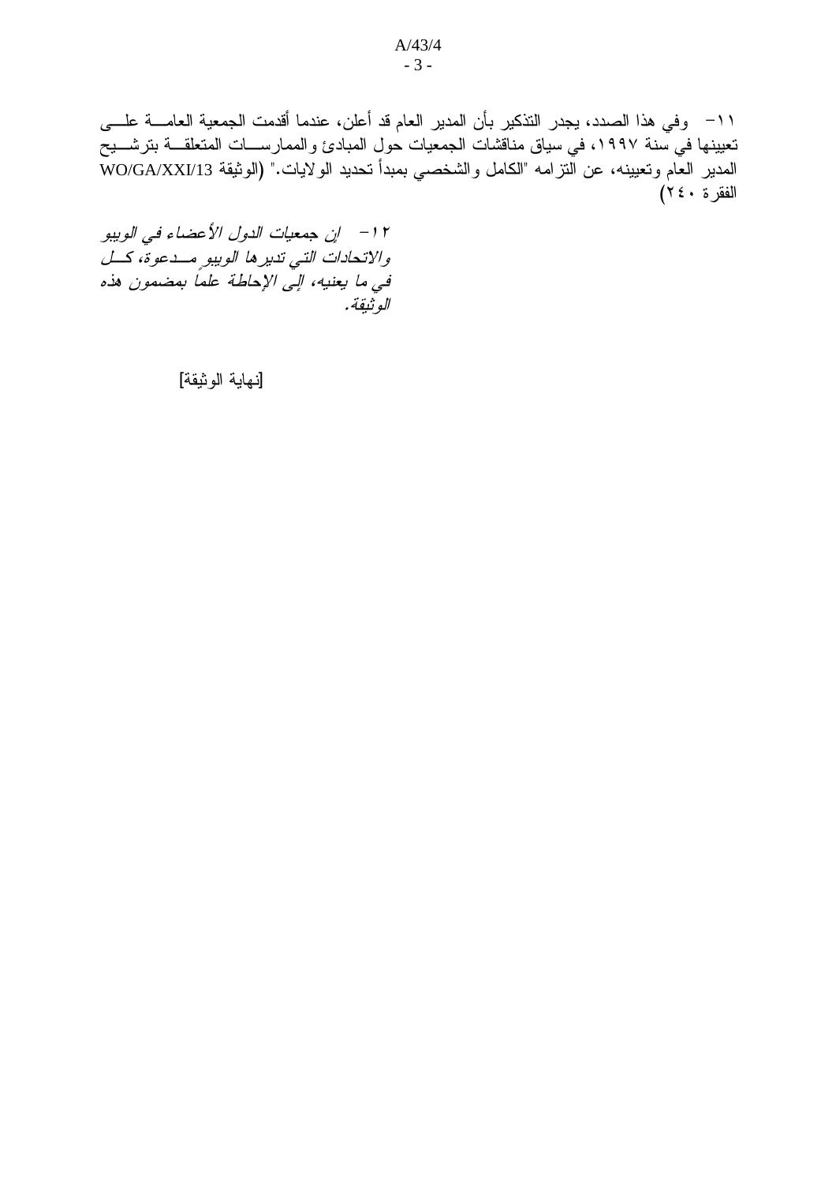١١- وفي هذا الصدد، يجدر التذكير بأن المدير العام قد أعلن، عندما أقدمت الجمعية العامة على تعيينها في سنة ١٩٩٧، في سياق مناقشات الجمعيات حول المبادئ والممارسات المتعلقة بترشيح المدير العام وتعيينه، عن التزامه "الكامل والشخصي بمبدأ تحديد الولايات." (الوثيقة WO/GA/XXI/13 الفقرة ٢٤٠)

*١٢- إن جمعيات الدول الأعضاء في الويبو والاتحادات التي تديرها الويبو مدعوة، كل في ما يعنيه، إلى الإحاطة علماً بمضمون هذه الوثيقة.*

[نهاية الوثيقة]